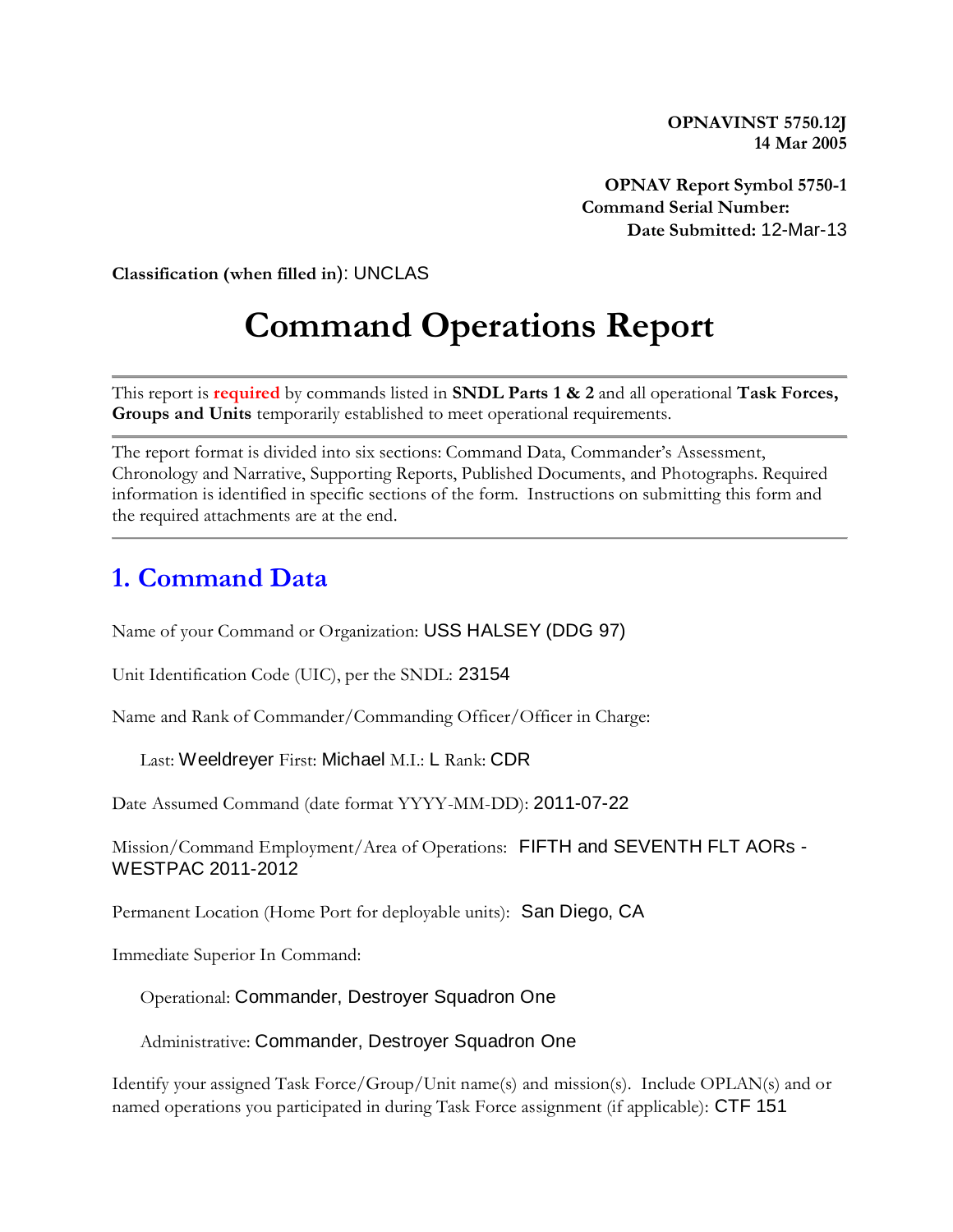**OPNAVINST 5750.12J**
**14 Mar 2005**

**OPNAV Report Symbol 5750-1**
**Command Serial Number:**
**Date Submitted:** 12-Mar-13

**Classification (when filled in)**: UNCLAS

# Command Operations Report

This report is **required** by commands listed in **SNDL Parts 1 & 2** and all operational **Task Forces, Groups and Units** temporarily established to meet operational requirements.

The report format is divided into six sections: Command Data, Commander's Assessment, Chronology and Narrative, Supporting Reports, Published Documents, and Photographs. Required information is identified in specific sections of the form. Instructions on submitting this form and the required attachments are at the end.

## 1. Command Data

Name of your Command or Organization: USS HALSEY (DDG 97)

Unit Identification Code (UIC), per the SNDL: 23154

Name and Rank of Commander/Commanding Officer/Officer in Charge:

Last: Weeldreyer First: Michael M.I.: L Rank: CDR

Date Assumed Command (date format YYYY-MM-DD): 2011-07-22

Mission/Command Employment/Area of Operations: FIFTH and SEVENTH FLT AORs - WESTPAC 2011-2012

Permanent Location (Home Port for deployable units): San Diego, CA

Immediate Superior In Command:

Operational: Commander, Destroyer Squadron One

Administrative: Commander, Destroyer Squadron One

Identify your assigned Task Force/Group/Unit name(s) and mission(s). Include OPLAN(s) and or named operations you participated in during Task Force assignment (if applicable): CTF 151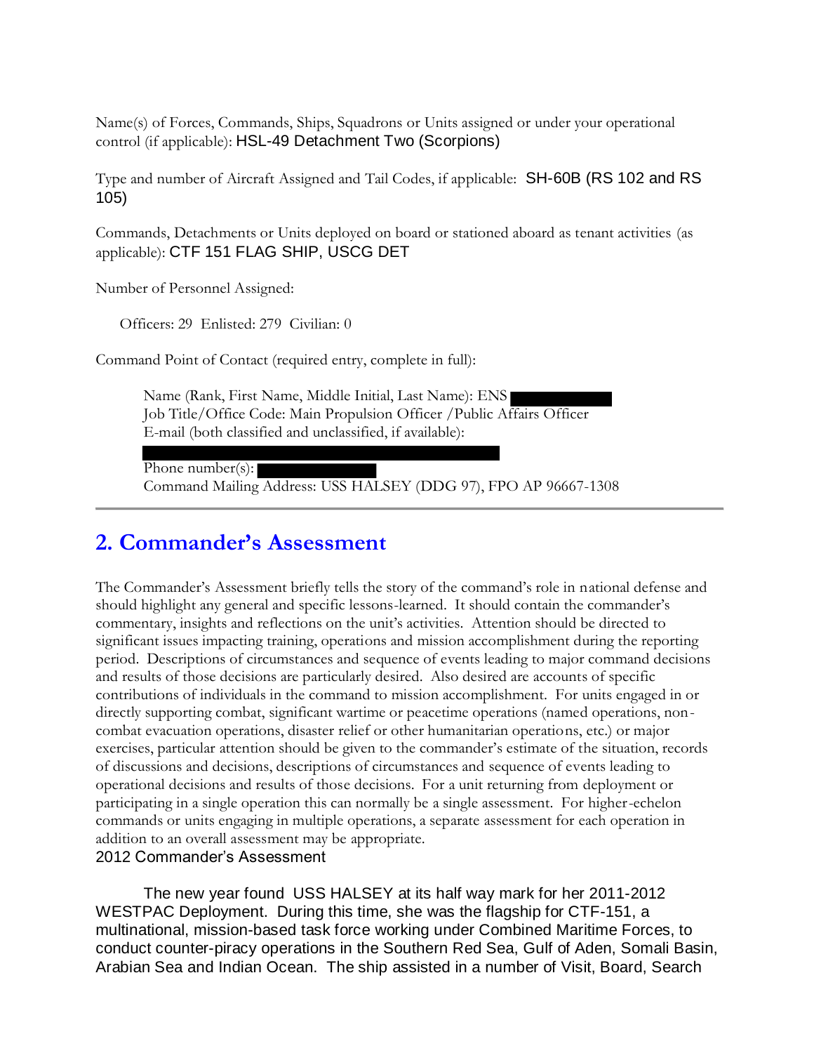Name(s) of Forces, Commands, Ships, Squadrons or Units assigned or under your operational control (if applicable): HSL-49 Detachment Two (Scorpions)

Type and number of Aircraft Assigned and Tail Codes, if applicable: SH-60B (RS 102 and RS 105)

Commands, Detachments or Units deployed on board or stationed aboard as tenant activities (as applicable): CTF 151 FLAG SHIP, USCG DET

Number of Personnel Assigned:

Officers: 29 Enlisted: 279 Civilian: 0

Command Point of Contact (required entry, complete in full):

Name (Rank, First Name, Middle Initial, Last Name): ENS [REDACTED]
Job Title/Office Code: Main Propulsion Officer /Public Affairs Officer
E-mail (both classified and unclassified, if available):

[REDACTED]

Phone number(s): [REDACTED]
Command Mailing Address: USS HALSEY (DDG 97), FPO AP 96667-1308

---

## 2. Commander's Assessment

The Commander's Assessment briefly tells the story of the command's role in national defense and should highlight any general and specific lessons-learned. It should contain the commander's commentary, insights and reflections on the unit's activities. Attention should be directed to significant issues impacting training, operations and mission accomplishment during the reporting period. Descriptions of circumstances and sequence of events leading to major command decisions and results of those decisions are particularly desired. Also desired are accounts of specific contributions of individuals in the command to mission accomplishment. For units engaged in or directly supporting combat, significant wartime or peacetime operations (named operations, non-combat evacuation operations, disaster relief or other humanitarian operations, etc.) or major exercises, particular attention should be given to the commander's estimate of the situation, records of discussions and decisions, descriptions of circumstances and sequence of events leading to operational decisions and results of those decisions. For a unit returning from deployment or participating in a single operation this can normally be a single assessment. For higher-echelon commands or units engaging in multiple operations, a separate assessment for each operation in addition to an overall assessment may be appropriate.

2012 Commander's Assessment

The new year found USS HALSEY at its half way mark for her 2011-2012 WESTPAC Deployment. During this time, she was the flagship for CTF-151, a multinational, mission-based task force working under Combined Maritime Forces, to conduct counter-piracy operations in the Southern Red Sea, Gulf of Aden, Somali Basin, Arabian Sea and Indian Ocean. The ship assisted in a number of Visit, Board, Search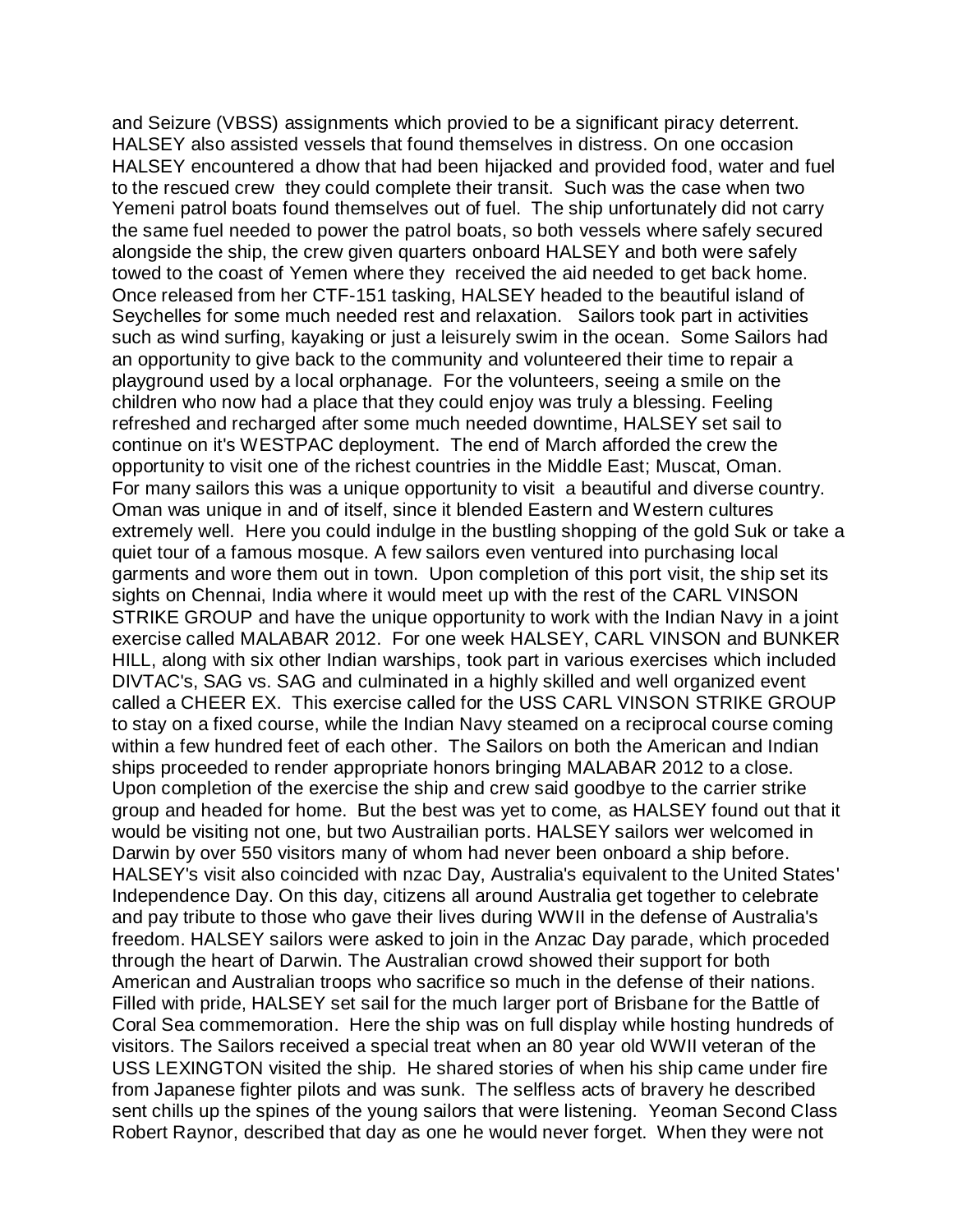and Seizure (VBSS) assignments which provied to be a significant piracy deterrent. HALSEY also assisted vessels that found themselves in distress. On one occasion HALSEY encountered a dhow that had been hijacked and provided food, water and fuel to the rescued crew they could complete their transit. Such was the case when two Yemeni patrol boats found themselves out of fuel. The ship unfortunately did not carry the same fuel needed to power the patrol boats, so both vessels where safely secured alongside the ship, the crew given quarters onboard HALSEY and both were safely towed to the coast of Yemen where they received the aid needed to get back home. Once released from her CTF-151 tasking, HALSEY headed to the beautiful island of Seychelles for some much needed rest and relaxation. Sailors took part in activities such as wind surfing, kayaking or just a leisurely swim in the ocean. Some Sailors had an opportunity to give back to the community and volunteered their time to repair a playground used by a local orphanage. For the volunteers, seeing a smile on the children who now had a place that they could enjoy was truly a blessing. Feeling refreshed and recharged after some much needed downtime, HALSEY set sail to continue on it's WESTPAC deployment. The end of March afforded the crew the opportunity to visit one of the richest countries in the Middle East; Muscat, Oman. For many sailors this was a unique opportunity to visit a beautiful and diverse country. Oman was unique in and of itself, since it blended Eastern and Western cultures extremely well. Here you could indulge in the bustling shopping of the gold Suk or take a quiet tour of a famous mosque. A few sailors even ventured into purchasing local garments and wore them out in town. Upon completion of this port visit, the ship set its sights on Chennai, India where it would meet up with the rest of the CARL VINSON STRIKE GROUP and have the unique opportunity to work with the Indian Navy in a joint exercise called MALABAR 2012. For one week HALSEY, CARL VINSON and BUNKER HILL, along with six other Indian warships, took part in various exercises which included DIVTAC's, SAG vs. SAG and culminated in a highly skilled and well organized event called a CHEER EX. This exercise called for the USS CARL VINSON STRIKE GROUP to stay on a fixed course, while the Indian Navy steamed on a reciprocal course coming within a few hundred feet of each other. The Sailors on both the American and Indian ships proceeded to render appropriate honors bringing MALABAR 2012 to a close. Upon completion of the exercise the ship and crew said goodbye to the carrier strike group and headed for home. But the best was yet to come, as HALSEY found out that it would be visiting not one, but two Austrailian ports. HALSEY sailors wer welcomed in Darwin by over 550 visitors many of whom had never been onboard a ship before. HALSEY's visit also coincided with nzac Day, Australia's equivalent to the United States' Independence Day. On this day, citizens all around Australia get together to celebrate and pay tribute to those who gave their lives during WWII in the defense of Australia's freedom. HALSEY sailors were asked to join in the Anzac Day parade, which proceded through the heart of Darwin. The Australian crowd showed their support for both American and Australian troops who sacrifice so much in the defense of their nations. Filled with pride, HALSEY set sail for the much larger port of Brisbane for the Battle of Coral Sea commemoration. Here the ship was on full display while hosting hundreds of visitors. The Sailors received a special treat when an 80 year old WWII veteran of the USS LEXINGTON visited the ship. He shared stories of when his ship came under fire from Japanese fighter pilots and was sunk. The selfless acts of bravery he described sent chills up the spines of the young sailors that were listening. Yeoman Second Class Robert Raynor, described that day as one he would never forget. When they were not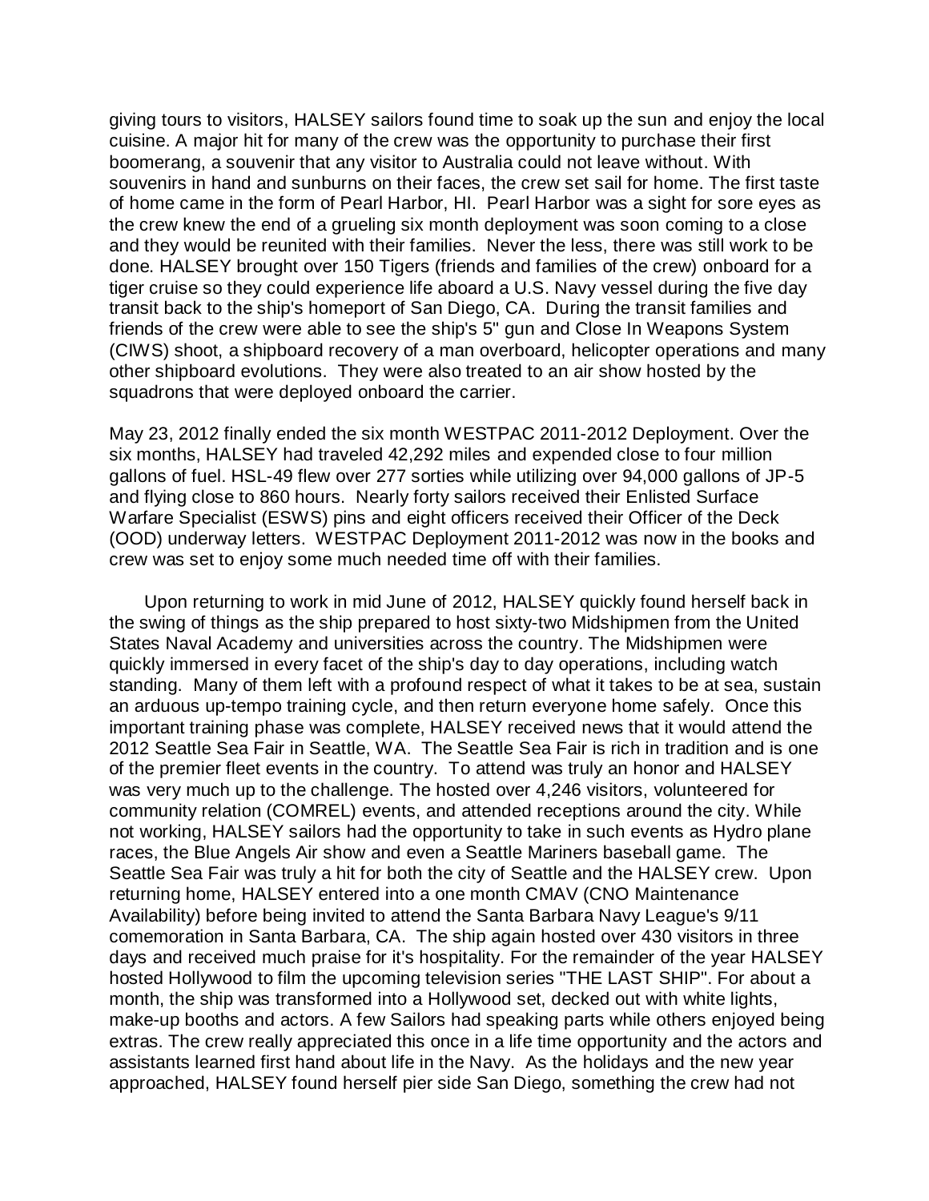giving tours to visitors, HALSEY sailors found time to soak up the sun and enjoy the local cuisine. A major hit for many of the crew was the opportunity to purchase their first boomerang, a souvenir that any visitor to Australia could not leave without. With souvenirs in hand and sunburns on their faces, the crew set sail for home. The first taste of home came in the form of Pearl Harbor, HI. Pearl Harbor was a sight for sore eyes as the crew knew the end of a grueling six month deployment was soon coming to a close and they would be reunited with their families. Never the less, there was still work to be done. HALSEY brought over 150 Tigers (friends and families of the crew) onboard for a tiger cruise so they could experience life aboard a U.S. Navy vessel during the five day transit back to the ship's homeport of San Diego, CA. During the transit families and friends of the crew were able to see the ship's 5" gun and Close In Weapons System (CIWS) shoot, a shipboard recovery of a man overboard, helicopter operations and many other shipboard evolutions. They were also treated to an air show hosted by the squadrons that were deployed onboard the carrier.

May 23, 2012 finally ended the six month WESTPAC 2011-2012 Deployment. Over the six months, HALSEY had traveled 42,292 miles and expended close to four million gallons of fuel. HSL-49 flew over 277 sorties while utilizing over 94,000 gallons of JP-5 and flying close to 860 hours. Nearly forty sailors received their Enlisted Surface Warfare Specialist (ESWS) pins and eight officers received their Officer of the Deck (OOD) underway letters. WESTPAC Deployment 2011-2012 was now in the books and crew was set to enjoy some much needed time off with their families.

Upon returning to work in mid June of 2012, HALSEY quickly found herself back in the swing of things as the ship prepared to host sixty-two Midshipmen from the United States Naval Academy and universities across the country. The Midshipmen were quickly immersed in every facet of the ship's day to day operations, including watch standing. Many of them left with a profound respect of what it takes to be at sea, sustain an arduous up-tempo training cycle, and then return everyone home safely. Once this important training phase was complete, HALSEY received news that it would attend the 2012 Seattle Sea Fair in Seattle, WA. The Seattle Sea Fair is rich in tradition and is one of the premier fleet events in the country. To attend was truly an honor and HALSEY was very much up to the challenge. The hosted over 4,246 visitors, volunteered for community relation (COMREL) events, and attended receptions around the city. While not working, HALSEY sailors had the opportunity to take in such events as Hydro plane races, the Blue Angels Air show and even a Seattle Mariners baseball game. The Seattle Sea Fair was truly a hit for both the city of Seattle and the HALSEY crew. Upon returning home, HALSEY entered into a one month CMAV (CNO Maintenance Availability) before being invited to attend the Santa Barbara Navy League's 9/11 comemoration in Santa Barbara, CA. The ship again hosted over 430 visitors in three days and received much praise for it's hospitality. For the remainder of the year HALSEY hosted Hollywood to film the upcoming television series "THE LAST SHIP". For about a month, the ship was transformed into a Hollywood set, decked out with white lights, make-up booths and actors. A few Sailors had speaking parts while others enjoyed being extras. The crew really appreciated this once in a life time opportunity and the actors and assistants learned first hand about life in the Navy. As the holidays and the new year approached, HALSEY found herself pier side San Diego, something the crew had not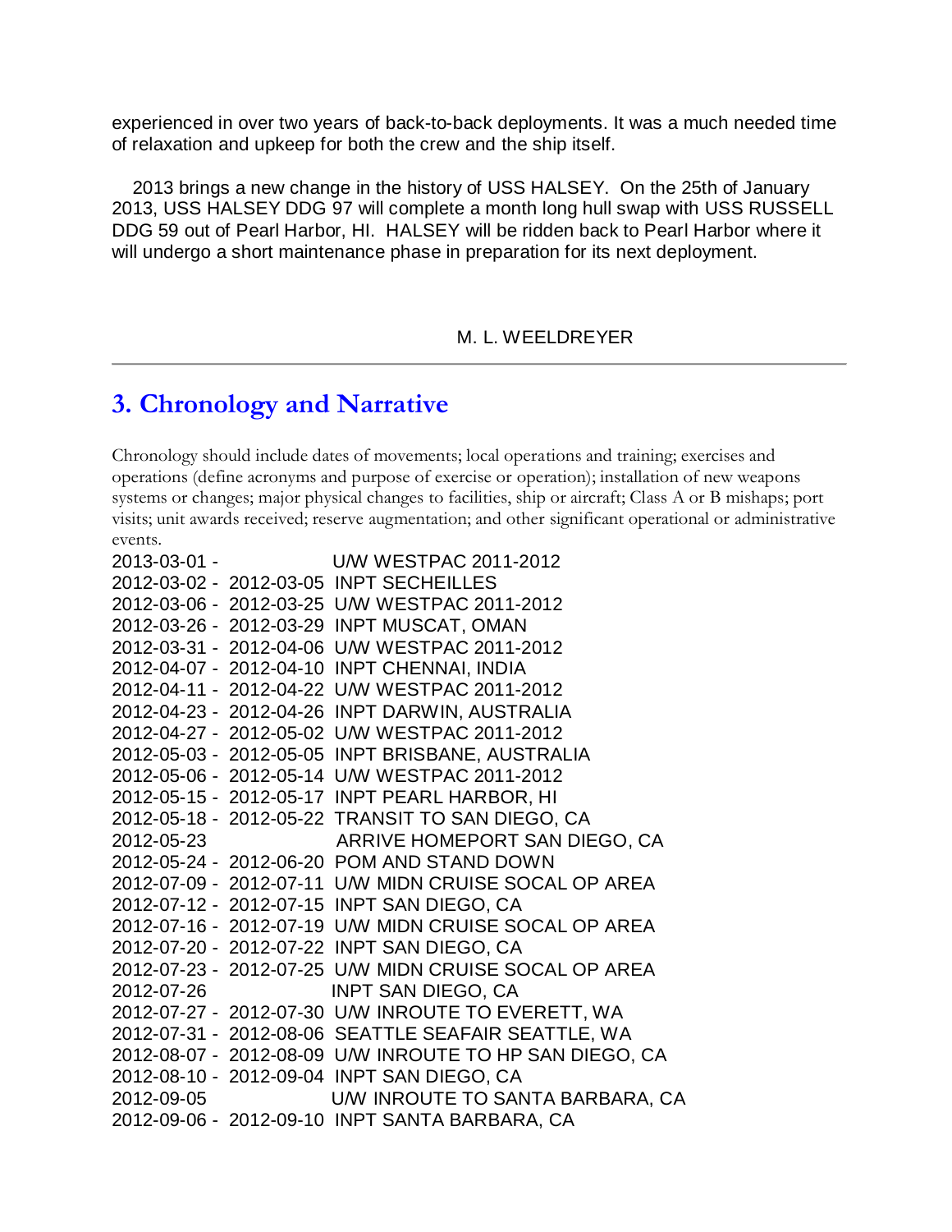experienced in over two years of back-to-back deployments. It was a much needed time of relaxation and upkeep for both the crew and the ship itself.

2013 brings a new change in the history of USS HALSEY. On the 25th of January 2013, USS HALSEY DDG 97 will complete a month long hull swap with USS RUSSELL DDG 59 out of Pearl Harbor, HI. HALSEY will be ridden back to Pearl Harbor where it will undergo a short maintenance phase in preparation for its next deployment.

M. L. WEELDREYER

---

## 3. Chronology and Narrative

Chronology should include dates of movements; local operations and training; exercises and operations (define acronyms and purpose of exercise or operation); installation of new weapons systems or changes; major physical changes to facilities, ship or aircraft; Class A or B mishaps; port visits; unit awards received; reserve augmentation; and other significant operational or administrative events.

| Start | End | Event |
|---|---|---|
| 2013-03-01 - | | U/W WESTPAC 2011-2012 |
| 2012-03-02 - | 2012-03-05 | INPT SECHEILLES |
| 2012-03-06 - | 2012-03-25 | U/W WESTPAC 2011-2012 |
| 2012-03-26 - | 2012-03-29 | INPT MUSCAT, OMAN |
| 2012-03-31 - | 2012-04-06 | U/W WESTPAC 2011-2012 |
| 2012-04-07 - | 2012-04-10 | INPT CHENNAI, INDIA |
| 2012-04-11 - | 2012-04-22 | U/W WESTPAC 2011-2012 |
| 2012-04-23 - | 2012-04-26 | INPT DARWIN, AUSTRALIA |
| 2012-04-27 - | 2012-05-02 | U/W WESTPAC 2011-2012 |
| 2012-05-03 - | 2012-05-05 | INPT BRISBANE, AUSTRALIA |
| 2012-05-06 - | 2012-05-14 | U/W WESTPAC 2011-2012 |
| 2012-05-15 - | 2012-05-17 | INPT PEARL HARBOR, HI |
| 2012-05-18 - | 2012-05-22 | TRANSIT TO SAN DIEGO, CA |
| 2012-05-23 | | ARRIVE HOMEPORT SAN DIEGO, CA |
| 2012-05-24 - | 2012-06-20 | POM AND STAND DOWN |
| 2012-07-09 - | 2012-07-11 | U/W MIDN CRUISE SOCAL OP AREA |
| 2012-07-12 - | 2012-07-15 | INPT SAN DIEGO, CA |
| 2012-07-16 - | 2012-07-19 | U/W MIDN CRUISE SOCAL OP AREA |
| 2012-07-20 - | 2012-07-22 | INPT SAN DIEGO, CA |
| 2012-07-23 - | 2012-07-25 | U/W MIDN CRUISE SOCAL OP AREA |
| 2012-07-26 | | INPT SAN DIEGO, CA |
| 2012-07-27 - | 2012-07-30 | U/W INROUTE TO EVERETT, WA |
| 2012-07-31 - | 2012-08-06 | SEATTLE SEAFAIR SEATTLE, WA |
| 2012-08-07 - | 2012-08-09 | U/W INROUTE TO HP SAN DIEGO, CA |
| 2012-08-10 - | 2012-09-04 | INPT SAN DIEGO, CA |
| 2012-09-05 | | U/W INROUTE TO SANTA BARBARA, CA |
| 2012-09-06 - | 2012-09-10 | INPT SANTA BARBARA, CA |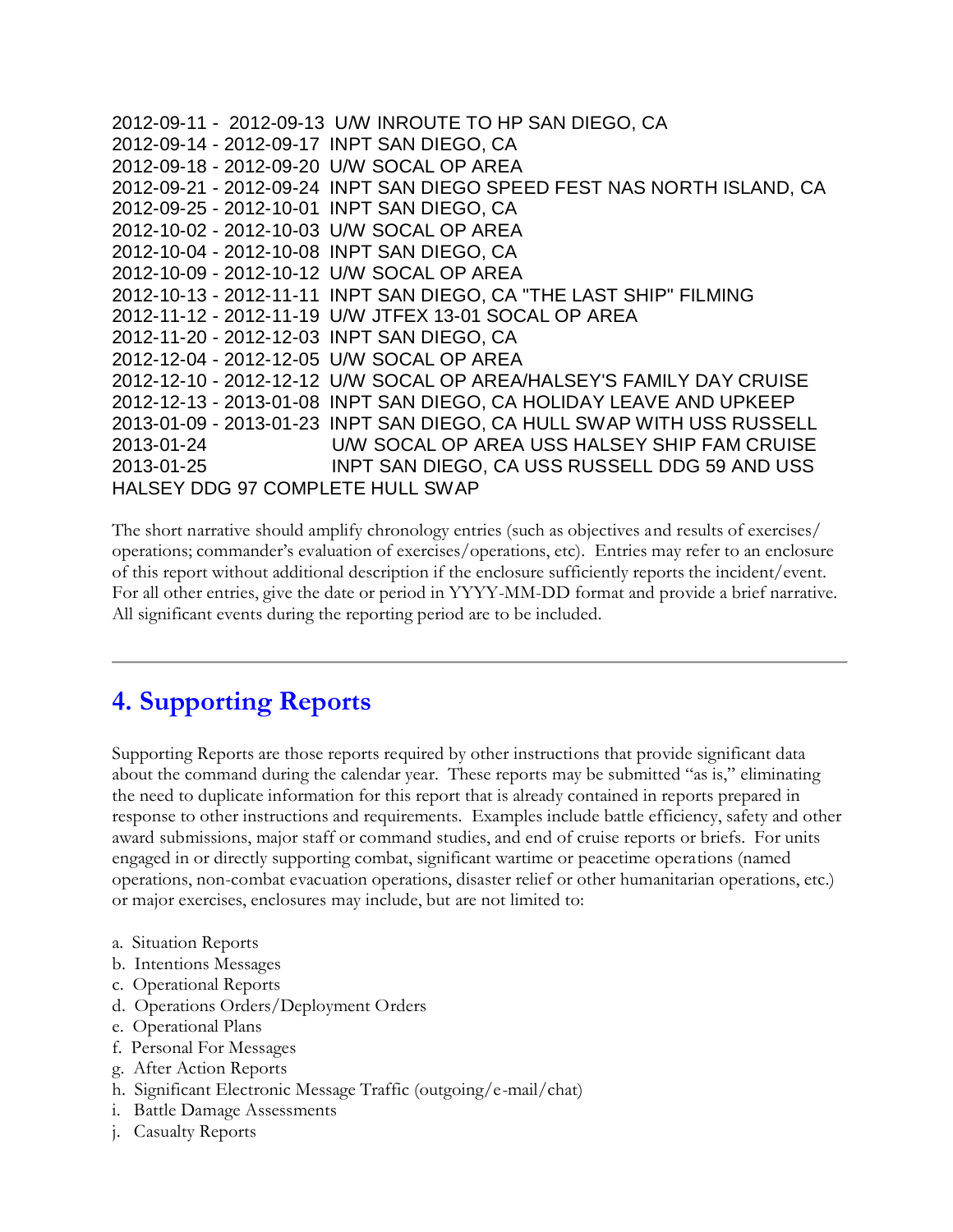2012-09-11 - 2012-09-13 U/W INROUTE TO HP SAN DIEGO, CA
2012-09-14 - 2012-09-17 INPT SAN DIEGO, CA
2012-09-18 - 2012-09-20 U/W SOCAL OP AREA
2012-09-21 - 2012-09-24 INPT SAN DIEGO SPEED FEST NAS NORTH ISLAND, CA
2012-09-25 - 2012-10-01 INPT SAN DIEGO, CA
2012-10-02 - 2012-10-03 U/W SOCAL OP AREA
2012-10-04 - 2012-10-08 INPT SAN DIEGO, CA
2012-10-09 - 2012-10-12 U/W SOCAL OP AREA
2012-10-13 - 2012-11-11 INPT SAN DIEGO, CA "THE LAST SHIP" FILMING
2012-11-12 - 2012-11-19 U/W JTFEX 13-01 SOCAL OP AREA
2012-11-20 - 2012-12-03 INPT SAN DIEGO, CA
2012-12-04 - 2012-12-05 U/W SOCAL OP AREA
2012-12-10 - 2012-12-12 U/W SOCAL OP AREA/HALSEY'S FAMILY DAY CRUISE
2012-12-13 - 2013-01-08 INPT SAN DIEGO, CA HOLIDAY LEAVE AND UPKEEP
2013-01-09 - 2013-01-23 INPT SAN DIEGO, CA HULL SWAP WITH USS RUSSELL
2013-01-24 U/W SOCAL OP AREA USS HALSEY SHIP FAM CRUISE
2013-01-25 INPT SAN DIEGO, CA USS RUSSELL DDG 59 AND USS HALSEY DDG 97 COMPLETE HULL SWAP

The short narrative should amplify chronology entries (such as objectives and results of exercises/operations; commander's evaluation of exercises/operations, etc). Entries may refer to an enclosure of this report without additional description if the enclosure sufficiently reports the incident/event. For all other entries, give the date or period in YYYY-MM-DD format and provide a brief narrative. All significant events during the reporting period are to be included.

---

## 4. Supporting Reports

Supporting Reports are those reports required by other instructions that provide significant data about the command during the calendar year. These reports may be submitted "as is," eliminating the need to duplicate information for this report that is already contained in reports prepared in response to other instructions and requirements. Examples include battle efficiency, safety and other award submissions, major staff or command studies, and end of cruise reports or briefs. For units engaged in or directly supporting combat, significant wartime or peacetime operations (named operations, non-combat evacuation operations, disaster relief or other humanitarian operations, etc.) or major exercises, enclosures may include, but are not limited to:

a. Situation Reports
b. Intentions Messages
c. Operational Reports
d. Operations Orders/Deployment Orders
e. Operational Plans
f. Personal For Messages
g. After Action Reports
h. Significant Electronic Message Traffic (outgoing/e-mail/chat)
i. Battle Damage Assessments
j. Casualty Reports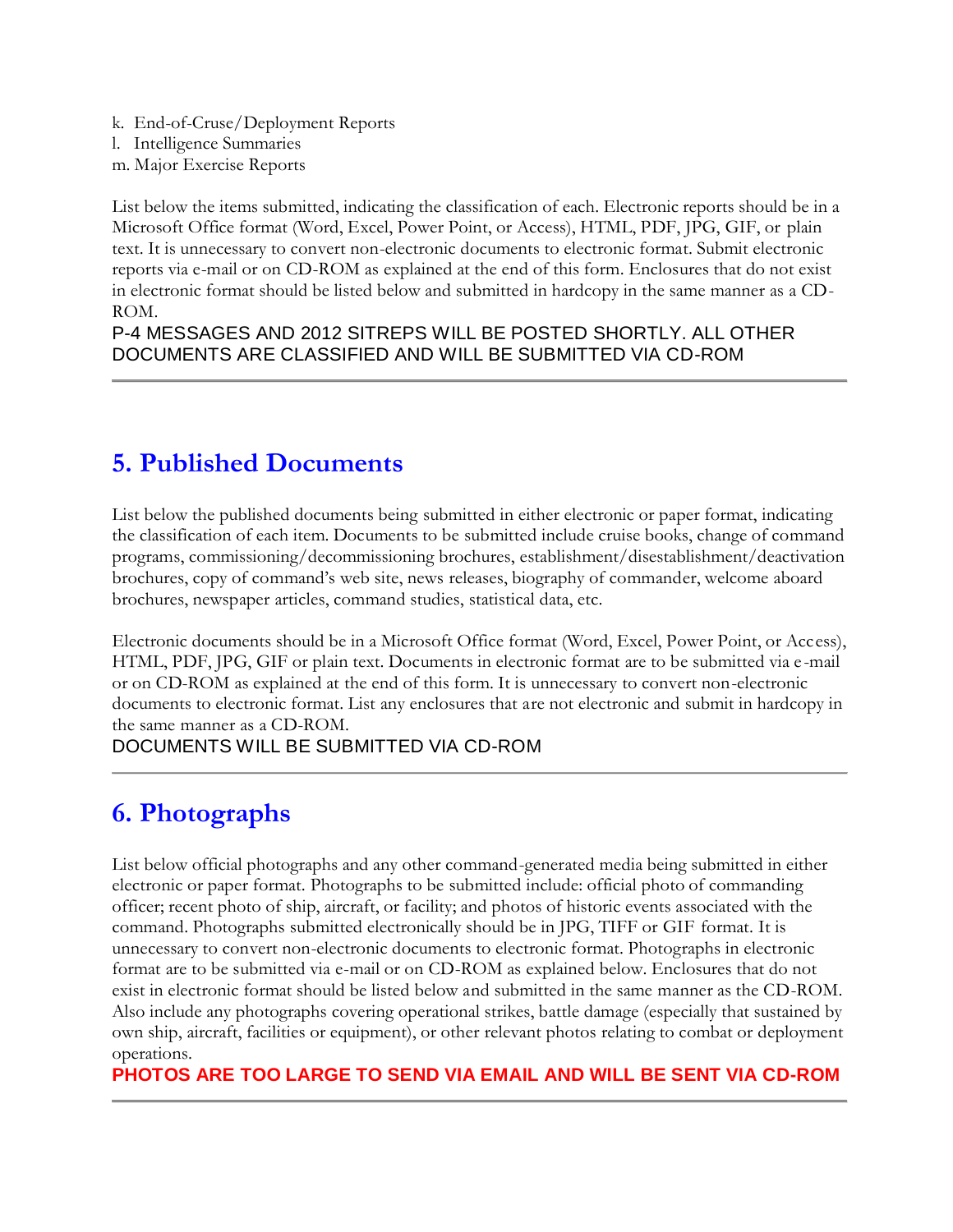k. End-of-Cruse/Deployment Reports
l. Intelligence Summaries
m. Major Exercise Reports

List below the items submitted, indicating the classification of each. Electronic reports should be in a Microsoft Office format (Word, Excel, Power Point, or Access), HTML, PDF, JPG, GIF, or plain text. It is unnecessary to convert non-electronic documents to electronic format. Submit electronic reports via e-mail or on CD-ROM as explained at the end of this form. Enclosures that do not exist in electronic format should be listed below and submitted in hardcopy in the same manner as a CD-ROM.

P-4 MESSAGES AND 2012 SITREPS WILL BE POSTED SHORTLY. ALL OTHER DOCUMENTS ARE CLASSIFIED AND WILL BE SUBMITTED VIA CD-ROM

---

## 5. Published Documents

List below the published documents being submitted in either electronic or paper format, indicating the classification of each item. Documents to be submitted include cruise books, change of command programs, commissioning/decommissioning brochures, establishment/disestablishment/deactivation brochures, copy of command's web site, news releases, biography of commander, welcome aboard brochures, newspaper articles, command studies, statistical data, etc.

Electronic documents should be in a Microsoft Office format (Word, Excel, Power Point, or Access), HTML, PDF, JPG, GIF or plain text. Documents in electronic format are to be submitted via e-mail or on CD-ROM as explained at the end of this form. It is unnecessary to convert non-electronic documents to electronic format. List any enclosures that are not electronic and submit in hardcopy in the same manner as a CD-ROM.

DOCUMENTS WILL BE SUBMITTED VIA CD-ROM

---

## 6. Photographs

List below official photographs and any other command-generated media being submitted in either electronic or paper format. Photographs to be submitted include: official photo of commanding officer; recent photo of ship, aircraft, or facility; and photos of historic events associated with the command. Photographs submitted electronically should be in JPG, TIFF or GIF format. It is unnecessary to convert non-electronic documents to electronic format. Photographs in electronic format are to be submitted via e-mail or on CD-ROM as explained below. Enclosures that do not exist in electronic format should be listed below and submitted in the same manner as the CD-ROM. Also include any photographs covering operational strikes, battle damage (especially that sustained by own ship, aircraft, facilities or equipment), or other relevant photos relating to combat or deployment operations.

**PHOTOS ARE TOO LARGE TO SEND VIA EMAIL AND WILL BE SENT VIA CD-ROM**

---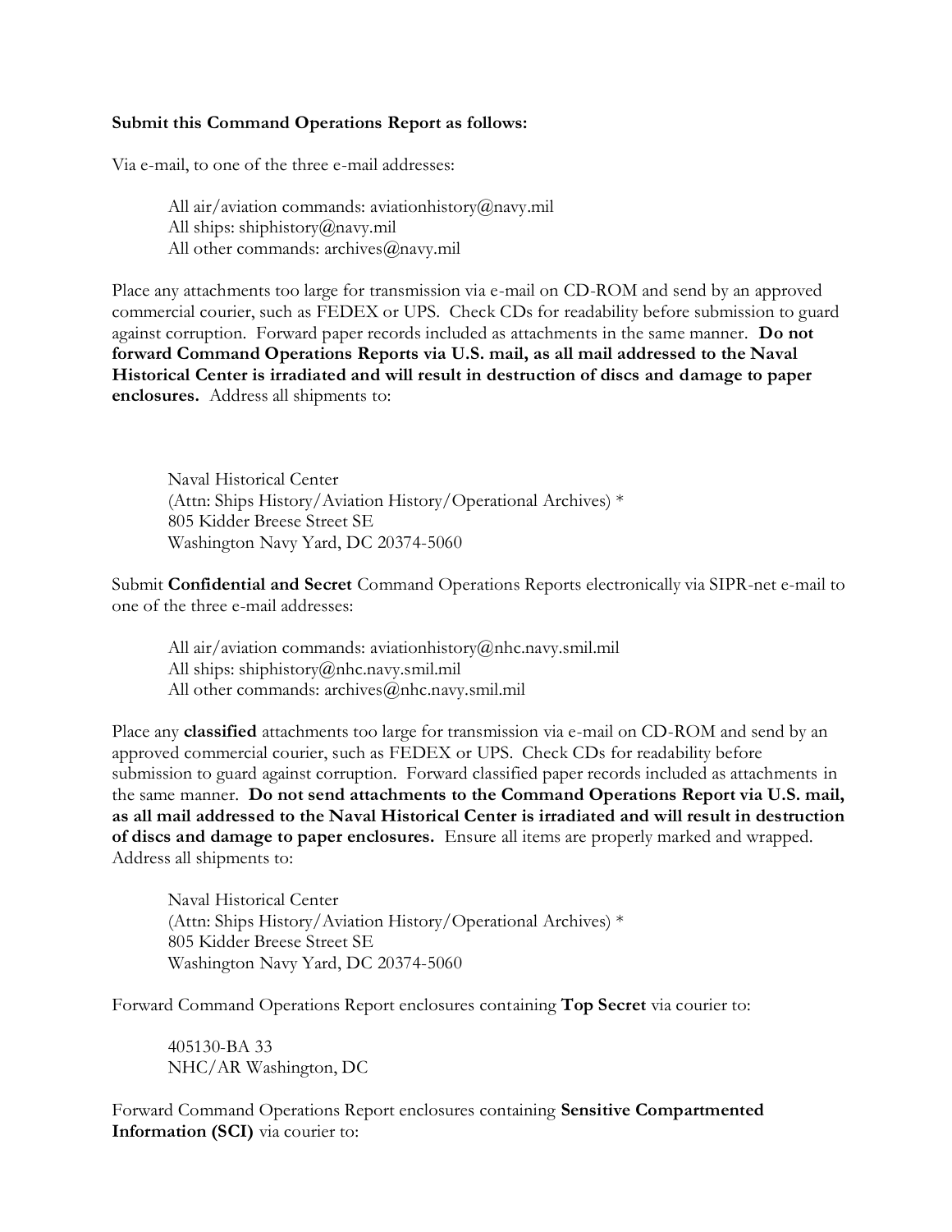**Submit this Command Operations Report as follows:**

Via e-mail, to one of the three e-mail addresses:

> All air/aviation commands: aviationhistory@navy.mil
> All ships: shiphistory@navy.mil
> All other commands: archives@navy.mil

Place any attachments too large for transmission via e-mail on CD-ROM and send by an approved commercial courier, such as FEDEX or UPS. Check CDs for readability before submission to guard against corruption. Forward paper records included as attachments in the same manner. **Do not forward Command Operations Reports via U.S. mail, as all mail addressed to the Naval Historical Center is irradiated and will result in destruction of discs and damage to paper enclosures.** Address all shipments to:

> Naval Historical Center
> (Attn: Ships History/Aviation History/Operational Archives) *
> 805 Kidder Breese Street SE
> Washington Navy Yard, DC 20374-5060

Submit **Confidential and Secret** Command Operations Reports electronically via SIPR-net e-mail to one of the three e-mail addresses:

> All air/aviation commands: aviationhistory@nhc.navy.smil.mil
> All ships: shiphistory@nhc.navy.smil.mil
> All other commands: archives@nhc.navy.smil.mil

Place any **classified** attachments too large for transmission via e-mail on CD-ROM and send by an approved commercial courier, such as FEDEX or UPS. Check CDs for readability before submission to guard against corruption. Forward classified paper records included as attachments in the same manner. **Do not send attachments to the Command Operations Report via U.S. mail, as all mail addressed to the Naval Historical Center is irradiated and will result in destruction of discs and damage to paper enclosures.** Ensure all items are properly marked and wrapped. Address all shipments to:

> Naval Historical Center
> (Attn: Ships History/Aviation History/Operational Archives) *
> 805 Kidder Breese Street SE
> Washington Navy Yard, DC 20374-5060

Forward Command Operations Report enclosures containing **Top Secret** via courier to:

> 405130-BA 33
> NHC/AR Washington, DC

Forward Command Operations Report enclosures containing **Sensitive Compartmented Information (SCI)** via courier to: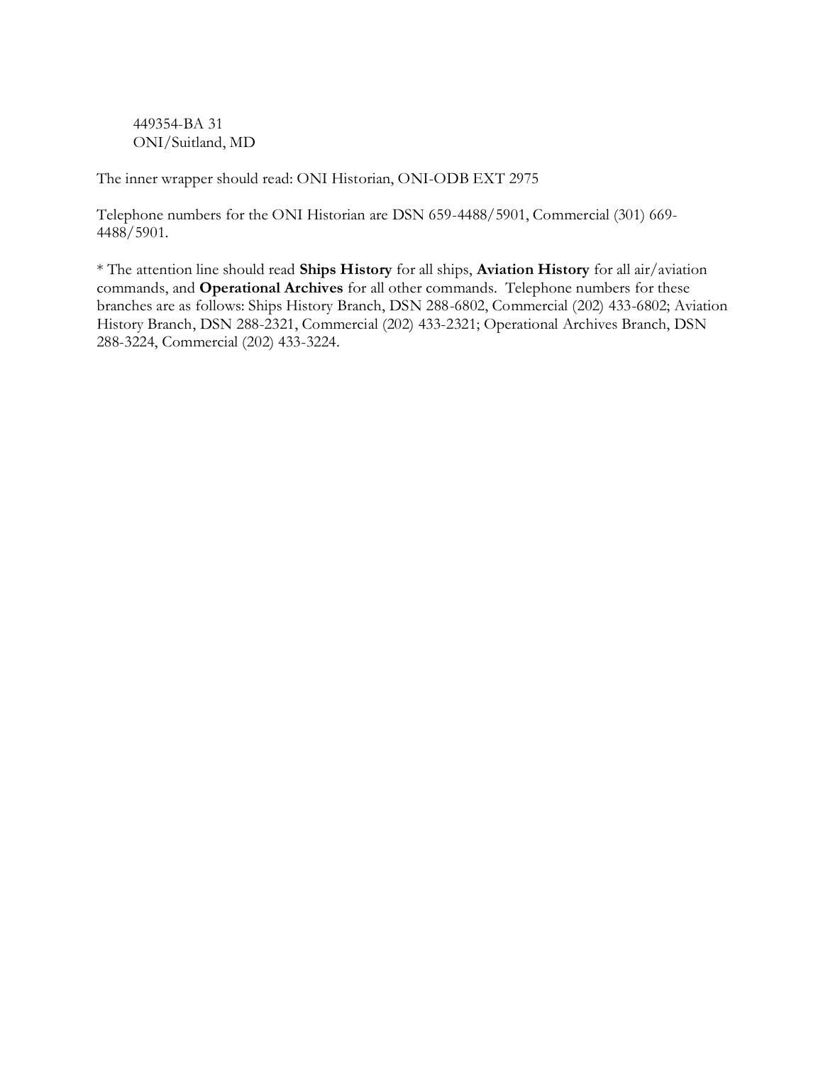449354-BA 31
ONI/Suitland, MD

The inner wrapper should read: ONI Historian, ONI-ODB EXT 2975

Telephone numbers for the ONI Historian are DSN 659-4488/5901, Commercial (301) 669-4488/5901.

* The attention line should read **Ships History** for all ships, **Aviation History** for all air/aviation commands, and **Operational Archives** for all other commands. Telephone numbers for these branches are as follows: Ships History Branch, DSN 288-6802, Commercial (202) 433-6802; Aviation History Branch, DSN 288-2321, Commercial (202) 433-2321; Operational Archives Branch, DSN 288-3224, Commercial (202) 433-3224.